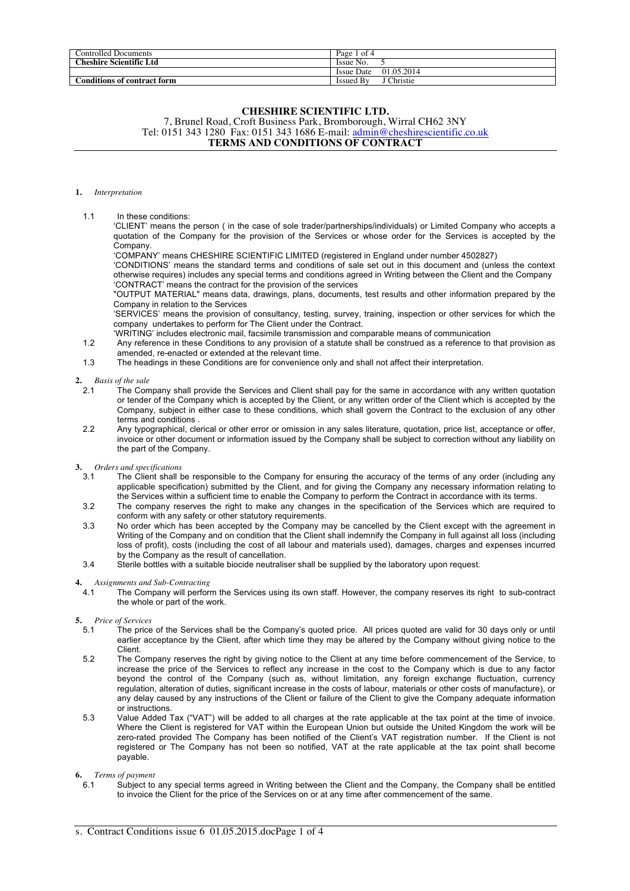| Controlled Documents | Page 1 of 4 |
|---|---|
| **Cheshire Scientific Ltd** | Issue No. 5 |
| | Issue Date 01.05.2014 |
| **Conditions of contract form** | Issued By J Christie |

# CHESHIRE SCIENTIFIC LTD.

7, Brunel Road, Croft Business Park, Bromborough, Wirral CH62 3NY
Tel: 0151 343 1280 Fax: 0151 343 1686 E-mail: admin@cheshirescientific.co.uk

## TERMS AND CONDITIONS OF CONTRACT

**1.** *Interpretation*

1.1 In these conditions:

'CLIENT' means the person ( in the case of sole trader/partnerships/individuals) or Limited Company who accepts a quotation of the Company for the provision of the Services or whose order for the Services is accepted by the Company.

'COMPANY' means CHESHIRE SCIENTIFIC LIMITED (registered in England under number 4502827)

'CONDITIONS' means the standard terms and conditions of sale set out in this document and (unless the context otherwise requires) includes any special terms and conditions agreed in Writing between the Client and the Company

'CONTRACT' means the contract for the provision of the services

"OUTPUT MATERIAL" means data, drawings, plans, documents, test results and other information prepared by the Company in relation to the Services

'SERVICES' means the provision of consultancy, testing, survey, training, inspection or other services for which the company undertakes to perform for The Client under the Contract.

'WRITING' includes electronic mail, facsimile transmission and comparable means of communication

1.2 Any reference in these Conditions to any provision of a statute shall be construed as a reference to that provision as amended, re-enacted or extended at the relevant time.

1.3 The headings in these Conditions are for convenience only and shall not affect their interpretation.

**2.** *Basis of the sale*

2.1 The Company shall provide the Services and Client shall pay for the same in accordance with any written quotation or tender of the Company which is accepted by the Client, or any written order of the Client which is accepted by the Company, subject in either case to these conditions, which shall govern the Contract to the exclusion of any other terms and conditions .

2.2 Any typographical, clerical or other error or omission in any sales literature, quotation, price list, acceptance or offer, invoice or other document or information issued by the Company shall be subject to correction without any liability on the part of the Company.

**3.** *Orders and specifications*

3.1 The Client shall be responsible to the Company for ensuring the accuracy of the terms of any order (including any applicable specification) submitted by the Client, and for giving the Company any necessary information relating to the Services within a sufficient time to enable the Company to perform the Contract in accordance with its terms.

3.2 The company reserves the right to make any changes in the specification of the Services which are required to conform with any safety or other statutory requirements.

3.3 No order which has been accepted by the Company may be cancelled by the Client except with the agreement in Writing of the Company and on condition that the Client shall indemnify the Company in full against all loss (including loss of profit), costs (including the cost of all labour and materials used), damages, charges and expenses incurred by the Company as the result of cancellation.

3.4 Sterile bottles with a suitable biocide neutraliser shall be supplied by the laboratory upon request.

**4.** *Assignments and Sub-Contracting*

4.1 The Company will perform the Services using its own staff. However, the company reserves its right to sub-contract the whole or part of the work.

**5.** *Price of Services*

5.1 The price of the Services shall be the Company's quoted price. All prices quoted are valid for 30 days only or until earlier acceptance by the Client, after which time they may be altered by the Company without giving notice to the Client.

5.2 The Company reserves the right by giving notice to the Client at any time before commencement of the Service, to increase the price of the Services to reflect any increase in the cost to the Company which is due to any factor beyond the control of the Company (such as, without limitation, any foreign exchange fluctuation, currency regulation, alteration of duties, significant increase in the costs of labour, materials or other costs of manufacture), or any delay caused by any instructions of the Client or failure of the Client to give the Company adequate information or instructions.

5.3 Value Added Tax ("VAT") will be added to all charges at the rate applicable at the tax point at the time of invoice. Where the Client is registered for VAT within the European Union but outside the United Kingdom the work will be zero-rated provided The Company has been notified of the Client's VAT registration number. If the Client is not registered or The Company has not been so notified, VAT at the rate applicable at the tax point shall become payable.

**6.** *Terms of payment*

6.1 Subject to any special terms agreed in Writing between the Client and the Company, the Company shall be entitled to invoice the Client for the price of the Services on or at any time after commencement of the same.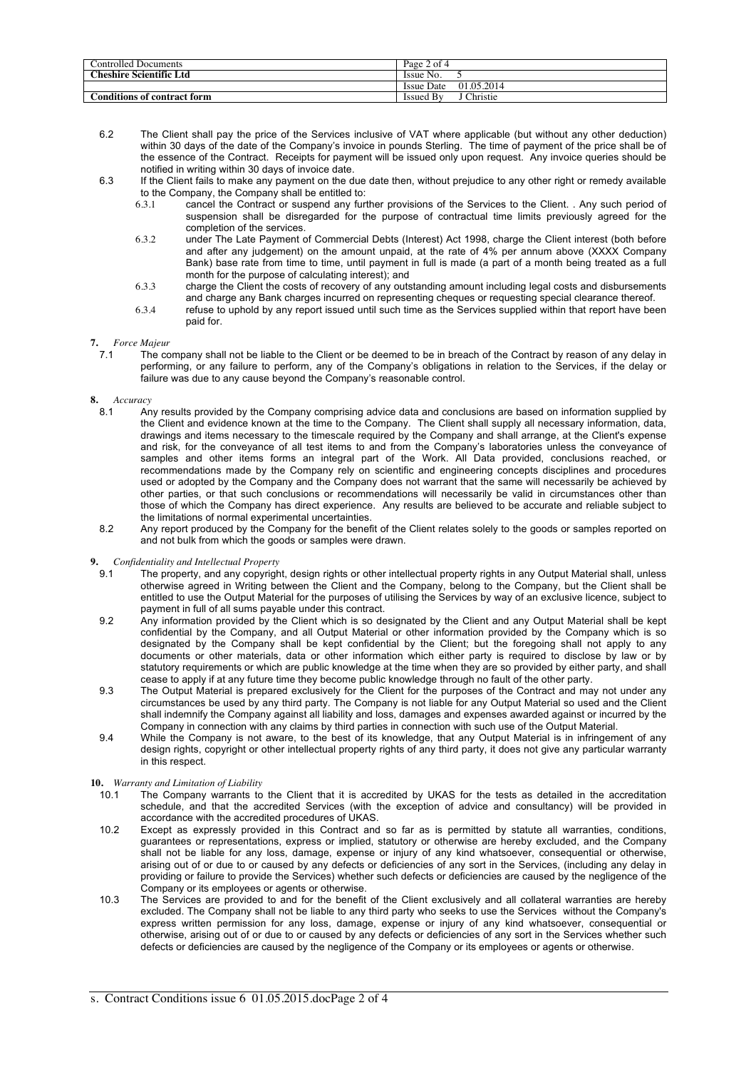6.2 The Client shall pay the price of the Services inclusive of VAT where applicable (but without any other deduction) within 30 days of the date of the Company's invoice in pounds Sterling. The time of payment of the price shall be of the essence of the Contract. Receipts for payment will be issued only upon request. Any invoice queries should be notified in writing within 30 days of invoice date.

6.3 If the Client fails to make any payment on the due date then, without prejudice to any other right or remedy available to the Company, the Company shall be entitled to:

- 6.3.1 cancel the Contract or suspend any further provisions of the Services to the Client. . Any such period of suspension shall be disregarded for the purpose of contractual time limits previously agreed for the completion of the services.
- 6.3.2 under The Late Payment of Commercial Debts (Interest) Act 1998, charge the Client interest (both before and after any judgement) on the amount unpaid, at the rate of 4% per annum above (XXXX Company Bank) base rate from time to time, until payment in full is made (a part of a month being treated as a full month for the purpose of calculating interest); and
- 6.3.3 charge the Client the costs of recovery of any outstanding amount including legal costs and disbursements and charge any Bank charges incurred on representing cheques or requesting special clearance thereof.
- 6.3.4 refuse to uphold by any report issued until such time as the Services supplied within that report have been paid for.

**7.** *Force Majeur*

7.1 The company shall not be liable to the Client or be deemed to be in breach of the Contract by reason of any delay in performing, or any failure to perform, any of the Company's obligations in relation to the Services, if the delay or failure was due to any cause beyond the Company's reasonable control.

**8.** *Accuracy*

8.1 Any results provided by the Company comprising advice data and conclusions are based on information supplied by the Client and evidence known at the time to the Company. The Client shall supply all necessary information, data, drawings and items necessary to the timescale required by the Company and shall arrange, at the Client's expense and risk, for the conveyance of all test items to and from the Company's laboratories unless the conveyance of samples and other items forms an integral part of the Work. All Data provided, conclusions reached, or recommendations made by the Company rely on scientific and engineering concepts disciplines and procedures used or adopted by the Company and the Company does not warrant that the same will necessarily be achieved by other parties, or that such conclusions or recommendations will necessarily be valid in circumstances other than those of which the Company has direct experience. Any results are believed to be accurate and reliable subject to the limitations of normal experimental uncertainties.

8.2 Any report produced by the Company for the benefit of the Client relates solely to the goods or samples reported on and not bulk from which the goods or samples were drawn.

**9.** *Confidentiality and Intellectual Property*

9.1 The property, and any copyright, design rights or other intellectual property rights in any Output Material shall, unless otherwise agreed in Writing between the Client and the Company, belong to the Company, but the Client shall be entitled to use the Output Material for the purposes of utilising the Services by way of an exclusive licence, subject to payment in full of all sums payable under this contract.

9.2 Any information provided by the Client which is so designated by the Client and any Output Material shall be kept confidential by the Company, and all Output Material or other information provided by the Company which is so designated by the Company shall be kept confidential by the Client; but the foregoing shall not apply to any documents or other materials, data or other information which either party is required to disclose by law or by statutory requirements or which are public knowledge at the time when they are so provided by either party, and shall cease to apply if at any future time they become public knowledge through no fault of the other party.

9.3 The Output Material is prepared exclusively for the Client for the purposes of the Contract and may not under any circumstances be used by any third party. The Company is not liable for any Output Material so used and the Client shall indemnify the Company against all liability and loss, damages and expenses awarded against or incurred by the Company in connection with any claims by third parties in connection with such use of the Output Material.

9.4 While the Company is not aware, to the best of its knowledge, that any Output Material is in infringement of any design rights, copyright or other intellectual property rights of any third party, it does not give any particular warranty in this respect.

**10.** *Warranty and Limitation of Liability*

10.1 The Company warrants to the Client that it is accredited by UKAS for the tests as detailed in the accreditation schedule, and that the accredited Services (with the exception of advice and consultancy) will be provided in accordance with the accredited procedures of UKAS.

10.2 Except as expressly provided in this Contract and so far as is permitted by statute all warranties, conditions, guarantees or representations, express or implied, statutory or otherwise are hereby excluded, and the Company shall not be liable for any loss, damage, expense or injury of any kind whatsoever, consequential or otherwise, arising out of or due to or caused by any defects or deficiencies of any sort in the Services, (including any delay in providing or failure to provide the Services) whether such defects or deficiencies are caused by the negligence of the Company or its employees or agents or otherwise.

10.3 The Services are provided to and for the benefit of the Client exclusively and all collateral warranties are hereby excluded. The Company shall not be liable to any third party who seeks to use the Services without the Company's express written permission for any loss, damage, expense or injury of any kind whatsoever, consequential or otherwise, arising out of or due to or caused by any defects or deficiencies of any sort in the Services whether such defects or deficiencies are caused by the negligence of the Company or its employees or agents or otherwise.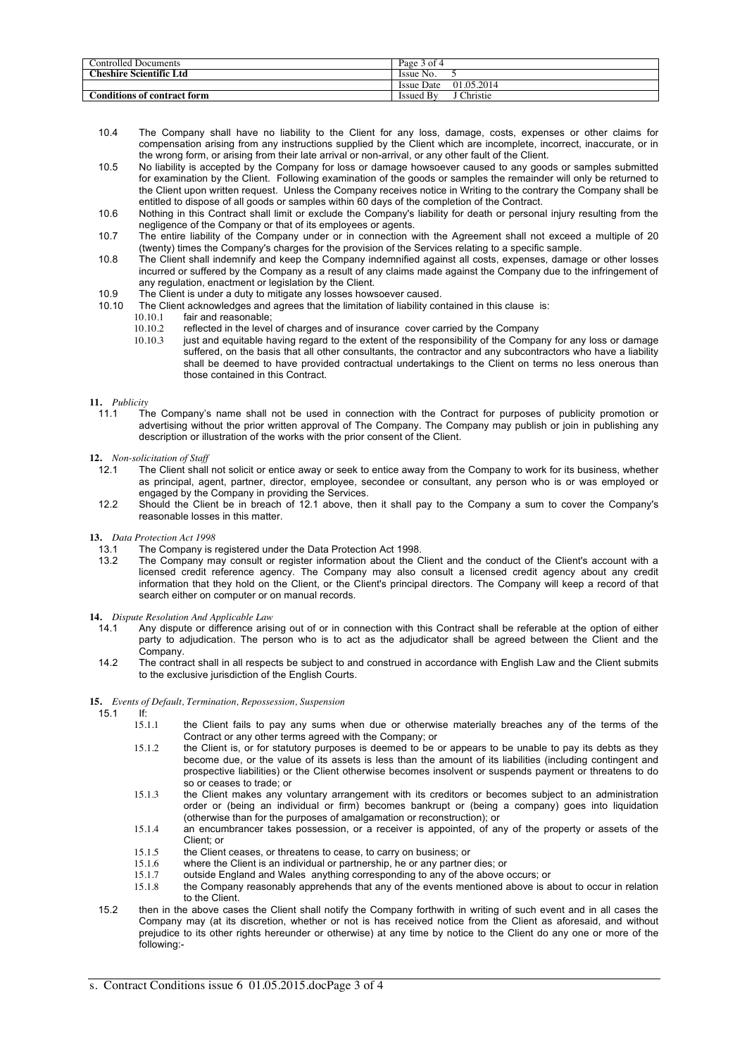10.4 The Company shall have no liability to the Client for any loss, damage, costs, expenses or other claims for compensation arising from any instructions supplied by the Client which are incomplete, incorrect, inaccurate, or in the wrong form, or arising from their late arrival or non-arrival, or any other fault of the Client.

10.5 No liability is accepted by the Company for loss or damage howsoever caused to any goods or samples submitted for examination by the Client. Following examination of the goods or samples the remainder will only be returned to the Client upon written request. Unless the Company receives notice in Writing to the contrary the Company shall be entitled to dispose of all goods or samples within 60 days of the completion of the Contract.

10.6 Nothing in this Contract shall limit or exclude the Company's liability for death or personal injury resulting from the negligence of the Company or that of its employees or agents.

10.7 The entire liability of the Company under or in connection with the Agreement shall not exceed a multiple of 20 (twenty) times the Company's charges for the provision of the Services relating to a specific sample.

10.8 The Client shall indemnify and keep the Company indemnified against all costs, expenses, damage or other losses incurred or suffered by the Company as a result of any claims made against the Company due to the infringement of any regulation, enactment or legislation by the Client.

10.9 The Client is under a duty to mitigate any losses howsoever caused.

10.10 The Client acknowledges and agrees that the limitation of liability contained in this clause is:

- 10.10.1 fair and reasonable;
- 10.10.2 reflected in the level of charges and of insurance cover carried by the Company
- 10.10.3 just and equitable having regard to the extent of the responsibility of the Company for any loss or damage suffered, on the basis that all other consultants, the contractor and any subcontractors who have a liability shall be deemed to have provided contractual undertakings to the Client on terms no less onerous than those contained in this Contract.

**11.** *Publicity*

11.1 The Company's name shall not be used in connection with the Contract for purposes of publicity promotion or advertising without the prior written approval of The Company. The Company may publish or join in publishing any description or illustration of the works with the prior consent of the Client.

**12.** *Non-solicitation of Staff*

12.1 The Client shall not solicit or entice away or seek to entice away from the Company to work for its business, whether as principal, agent, partner, director, employee, secondee or consultant, any person who is or was employed or engaged by the Company in providing the Services.

12.2 Should the Client be in breach of 12.1 above, then it shall pay to the Company a sum to cover the Company's reasonable losses in this matter.

**13.** *Data Protection Act 1998*

13.1 The Company is registered under the Data Protection Act 1998.

13.2 The Company may consult or register information about the Client and the conduct of the Client's account with a licensed credit reference agency. The Company may also consult a licensed credit agency about any credit information that they hold on the Client, or the Client's principal directors. The Company will keep a record of that search either on computer or on manual records.

**14.** *Dispute Resolution And Applicable Law*

14.1 Any dispute or difference arising out of or in connection with this Contract shall be referable at the option of either party to adjudication. The person who is to act as the adjudicator shall be agreed between the Client and the Company.

14.2 The contract shall in all respects be subject to and construed in accordance with English Law and the Client submits to the exclusive jurisdiction of the English Courts.

**15.** *Events of Default, Termination, Repossession, Suspension*

15.1 If:

- 15.1.1 the Client fails to pay any sums when due or otherwise materially breaches any of the terms of the Contract or any other terms agreed with the Company; or
- 15.1.2 the Client is, or for statutory purposes is deemed to be or appears to be unable to pay its debts as they become due, or the value of its assets is less than the amount of its liabilities (including contingent and prospective liabilities) or the Client otherwise becomes insolvent or suspends payment or threatens to do so or ceases to trade; or
- 15.1.3 the Client makes any voluntary arrangement with its creditors or becomes subject to an administration order or (being an individual or firm) becomes bankrupt or (being a company) goes into liquidation (otherwise than for the purposes of amalgamation or reconstruction); or
- 15.1.4 an encumbrancer takes possession, or a receiver is appointed, of any of the property or assets of the Client; or
- 15.1.5 the Client ceases, or threatens to cease, to carry on business; or
- 15.1.6 where the Client is an individual or partnership, he or any partner dies; or
- 15.1.7 outside England and Wales anything corresponding to any of the above occurs; or
- 15.1.8 the Company reasonably apprehends that any of the events mentioned above is about to occur in relation to the Client.

15.2 then in the above cases the Client shall notify the Company forthwith in writing of such event and in all cases the Company may (at its discretion, whether or not is has received notice from the Client as aforesaid, and without prejudice to its other rights hereunder or otherwise) at any time by notice to the Client do any one or more of the following:-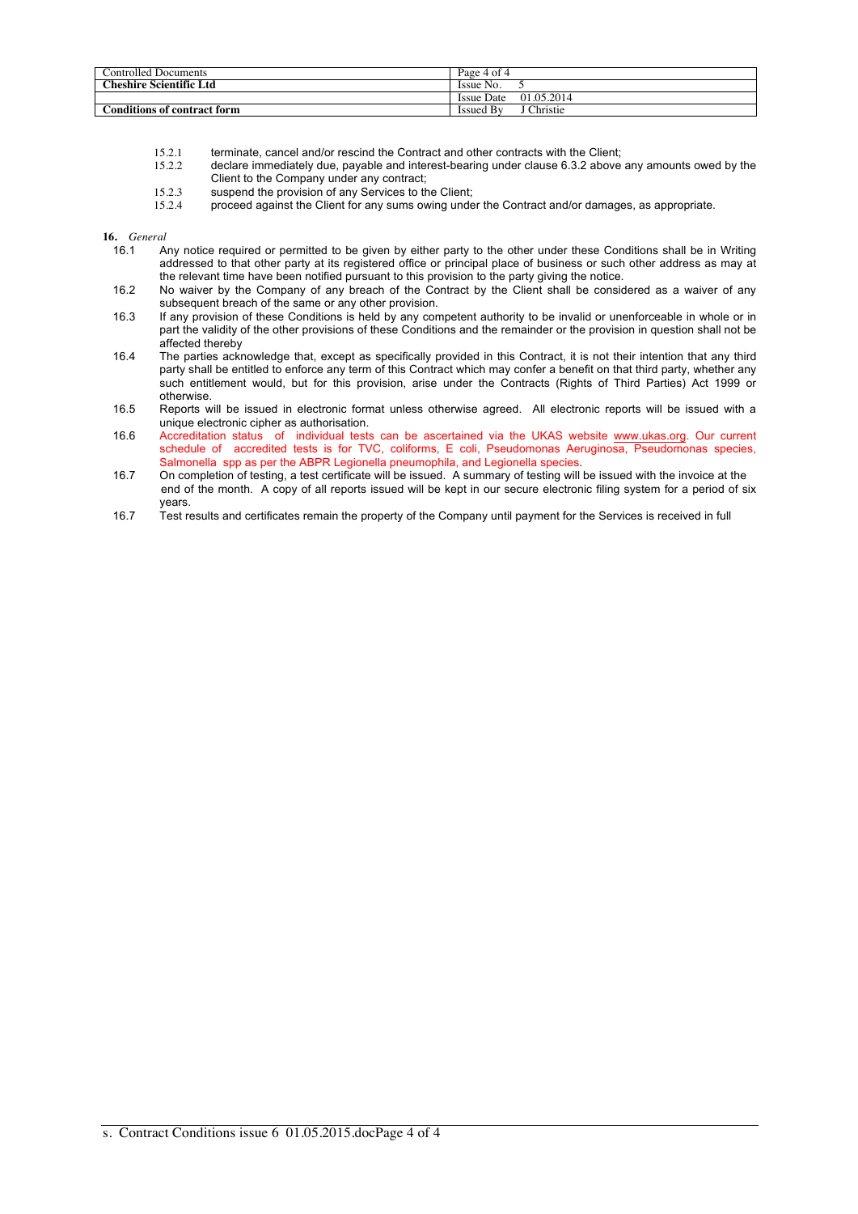15.2.1 terminate, cancel and/or rescind the Contract and other contracts with the Client;

15.2.2 declare immediately due, payable and interest-bearing under clause 6.3.2 above any amounts owed by the Client to the Company under any contract;

15.2.3 suspend the provision of any Services to the Client;

15.2.4 proceed against the Client for any sums owing under the Contract and/or damages, as appropriate.

**16.** *General*

16.1 Any notice required or permitted to be given by either party to the other under these Conditions shall be in Writing addressed to that other party at its registered office or principal place of business or such other address as may at the relevant time have been notified pursuant to this provision to the party giving the notice.

16.2 No waiver by the Company of any breach of the Contract by the Client shall be considered as a waiver of any subsequent breach of the same or any other provision.

16.3 If any provision of these Conditions is held by any competent authority to be invalid or unenforceable in whole or in part the validity of the other provisions of these Conditions and the remainder or the provision in question shall not be affected thereby

16.4 The parties acknowledge that, except as specifically provided in this Contract, it is not their intention that any third party shall be entitled to enforce any term of this Contract which may confer a benefit on that third party, whether any such entitlement would, but for this provision, arise under the Contracts (Rights of Third Parties) Act 1999 or otherwise.

16.5 Reports will be issued in electronic format unless otherwise agreed. All electronic reports will be issued with a unique electronic cipher as authorisation.

16.6 Accreditation status of individual tests can be ascertained via the UKAS website www.ukas.org. Our current schedule of accredited tests is for TVC, coliforms, E coli, Pseudomonas Aeruginosa, Pseudomonas species, Salmonella spp as per the ABPR Legionella pneumophila, and Legionella species.

16.7 On completion of testing, a test certificate will be issued. A summary of testing will be issued with the invoice at the end of the month. A copy of all reports issued will be kept in our secure electronic filing system for a period of six years.

16.7 Test results and certificates remain the property of the Company until payment for the Services is received in full